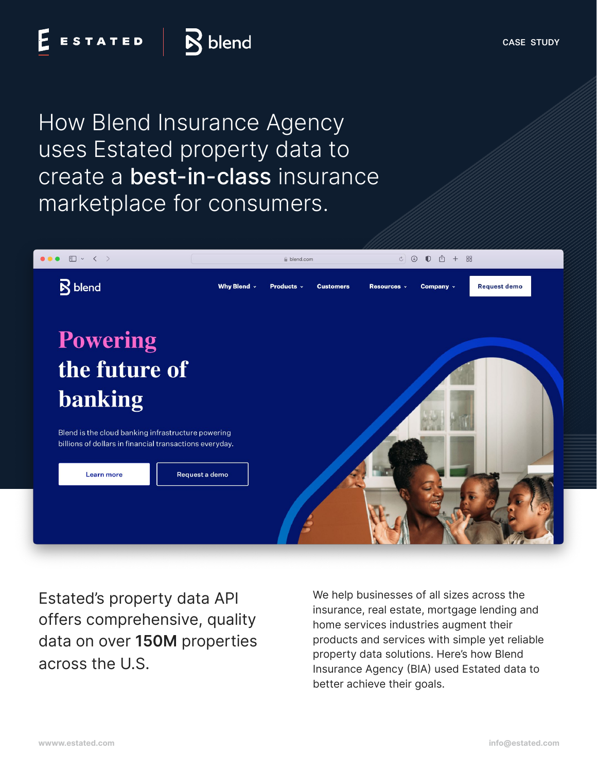ESTATED | blend

CASE STUDY

# How Blend Insurance Agency uses Estated property data to create a **best-in-class** insurance marketplace for consumers.

Estated's property data API offers comprehensive, quality data on over **150M** properties across the U.S.

We help businesses of all sizes across the insurance, real estate, mortgage lending and home services industries augment their products and services with simple yet reliable property data solutions. Here's how Blend Insurance Agency (BIA) used Estated data to better achieve their goals.

wwww.estated.com

info@estated.com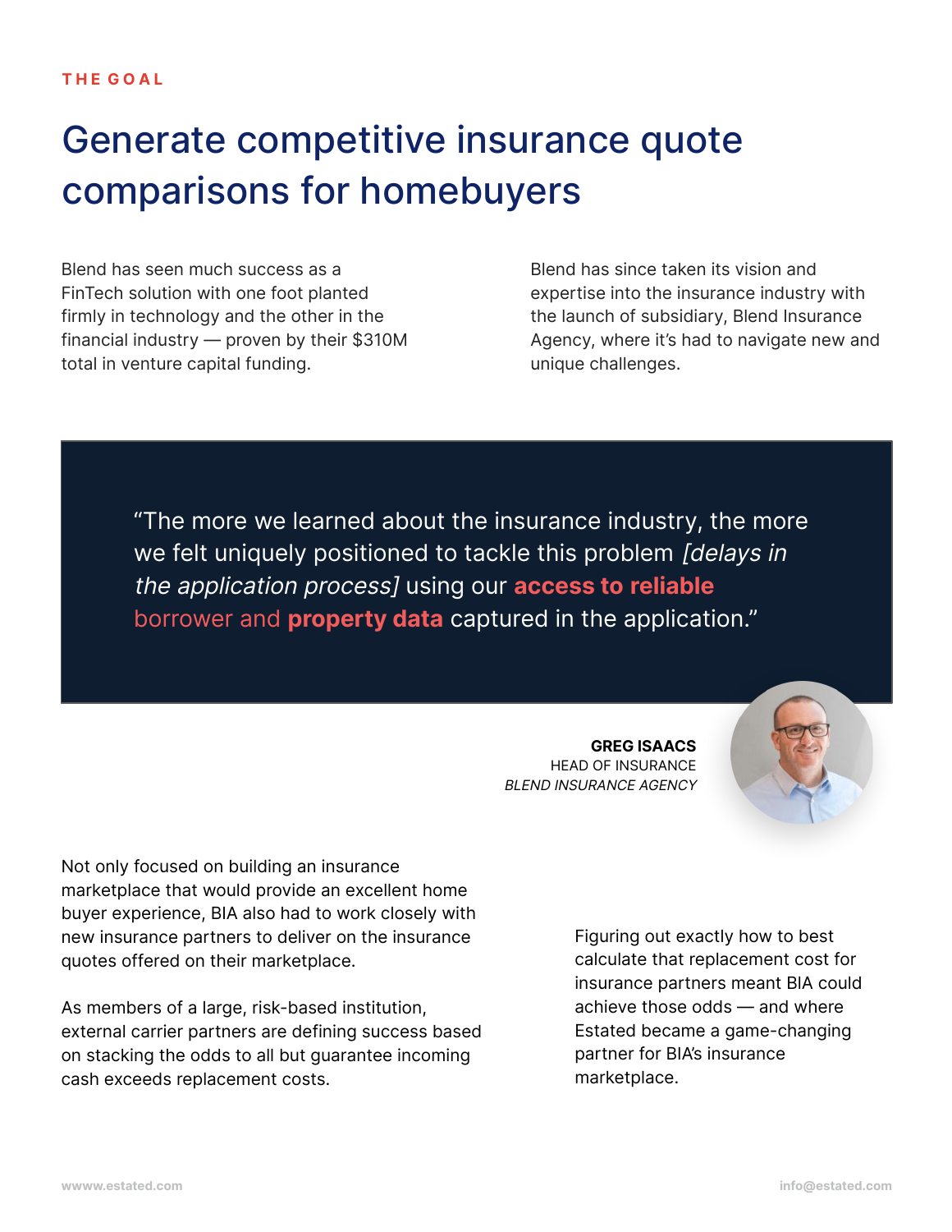THE GOAL

# Generate competitive insurance quote comparisons for homebuyers

Blend has seen much success as a FinTech solution with one foot planted firmly in technology and the other in the financial industry — proven by their $310M total in venture capital funding.

Blend has since taken its vision and expertise into the insurance industry with the launch of subsidiary, Blend Insurance Agency, where it's had to navigate new and unique challenges.

> "The more we learned about the insurance industry, the more we felt uniquely positioned to tackle this problem *[delays in the application process]* using our **access to reliable** borrower and **property data** captured in the application."

**GREG ISAACS**
HEAD OF INSURANCE
*BLEND INSURANCE AGENCY*

Not only focused on building an insurance marketplace that would provide an excellent home buyer experience, BIA also had to work closely with new insurance partners to deliver on the insurance quotes offered on their marketplace.

As members of a large, risk-based institution, external carrier partners are defining success based on stacking the odds to all but guarantee incoming cash exceeds replacement costs.

Figuring out exactly how to best calculate that replacement cost for insurance partners meant BIA could achieve those odds — and where Estated became a game-changing partner for BIA's insurance marketplace.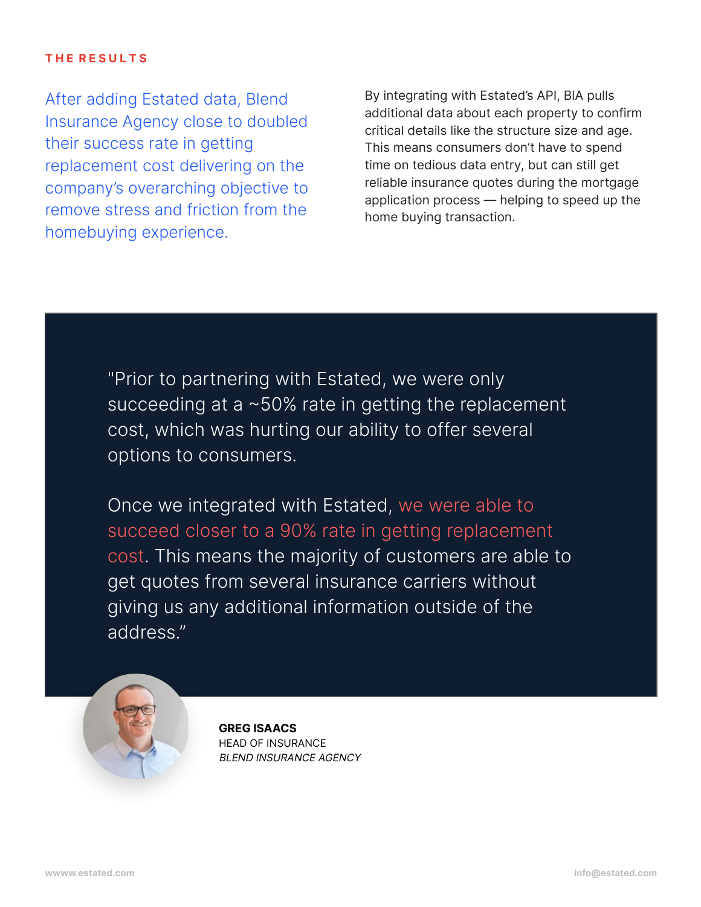## THE RESULTS

After adding Estated data, Blend Insurance Agency close to doubled their success rate in getting replacement cost delivering on the company's overarching objective to remove stress and friction from the homebuying experience.

By integrating with Estated's API, BIA pulls additional data about each property to confirm critical details like the structure size and age. This means consumers don't have to spend time on tedious data entry, but can still get reliable insurance quotes during the mortgage application process — helping to speed up the home buying transaction.

> "Prior to partnering with Estated, we were only succeeding at a ~50% rate in getting the replacement cost, which was hurting our ability to offer several options to consumers.
>
> Once we integrated with Estated, we were able to succeed closer to a 90% rate in getting replacement cost. This means the majority of customers are able to get quotes from several insurance carriers without giving us any additional information outside of the address."

**GREG ISAACS**
HEAD OF INSURANCE
*BLEND INSURANCE AGENCY*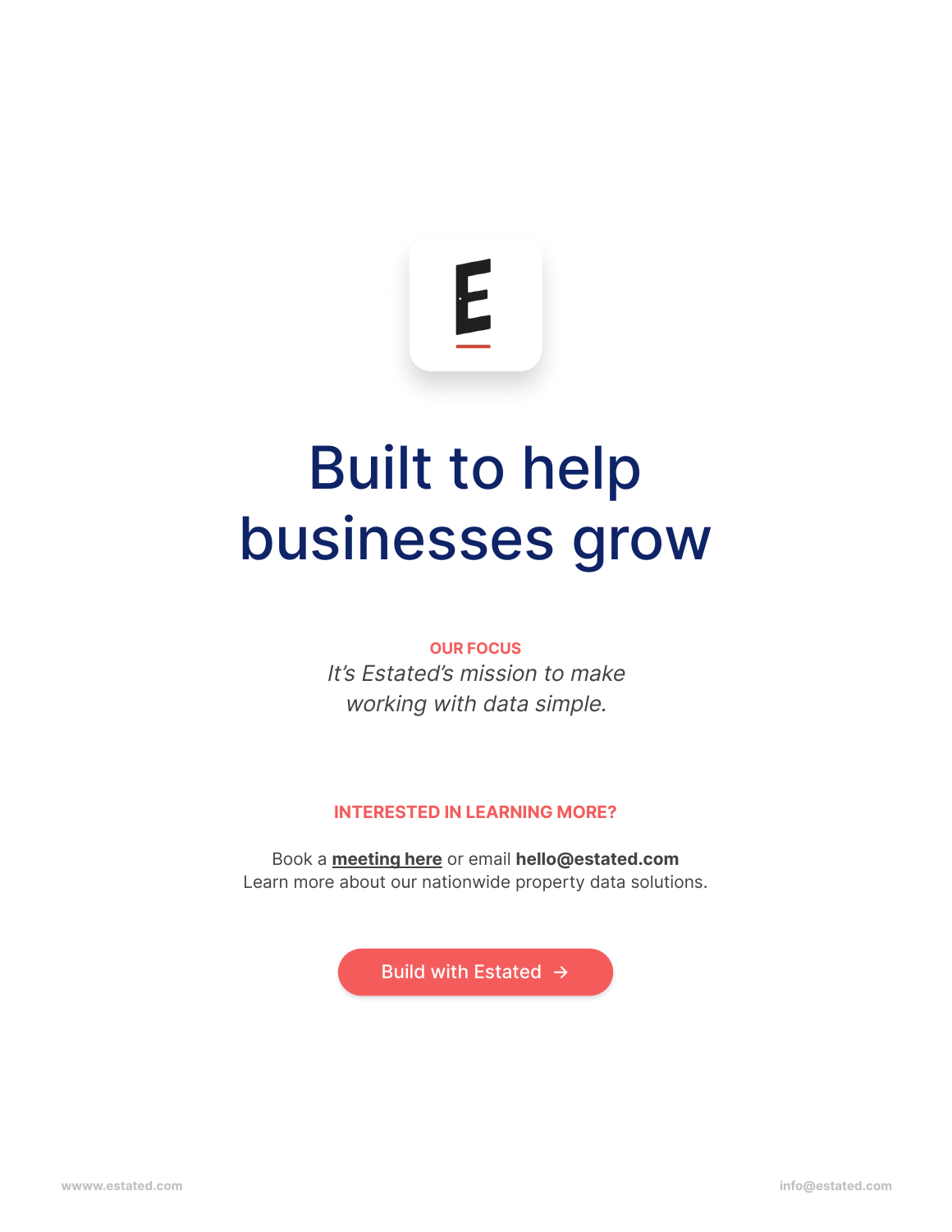# Built to help businesses grow

**OUR FOCUS**

*It's Estated's mission to make working with data simple.*

**INTERESTED IN LEARNING MORE?**

Book a **meeting here** or email **hello@estated.com**
Learn more about our nationwide property data solutions.

Build with Estated →

wwww.estated.com

info@estated.com